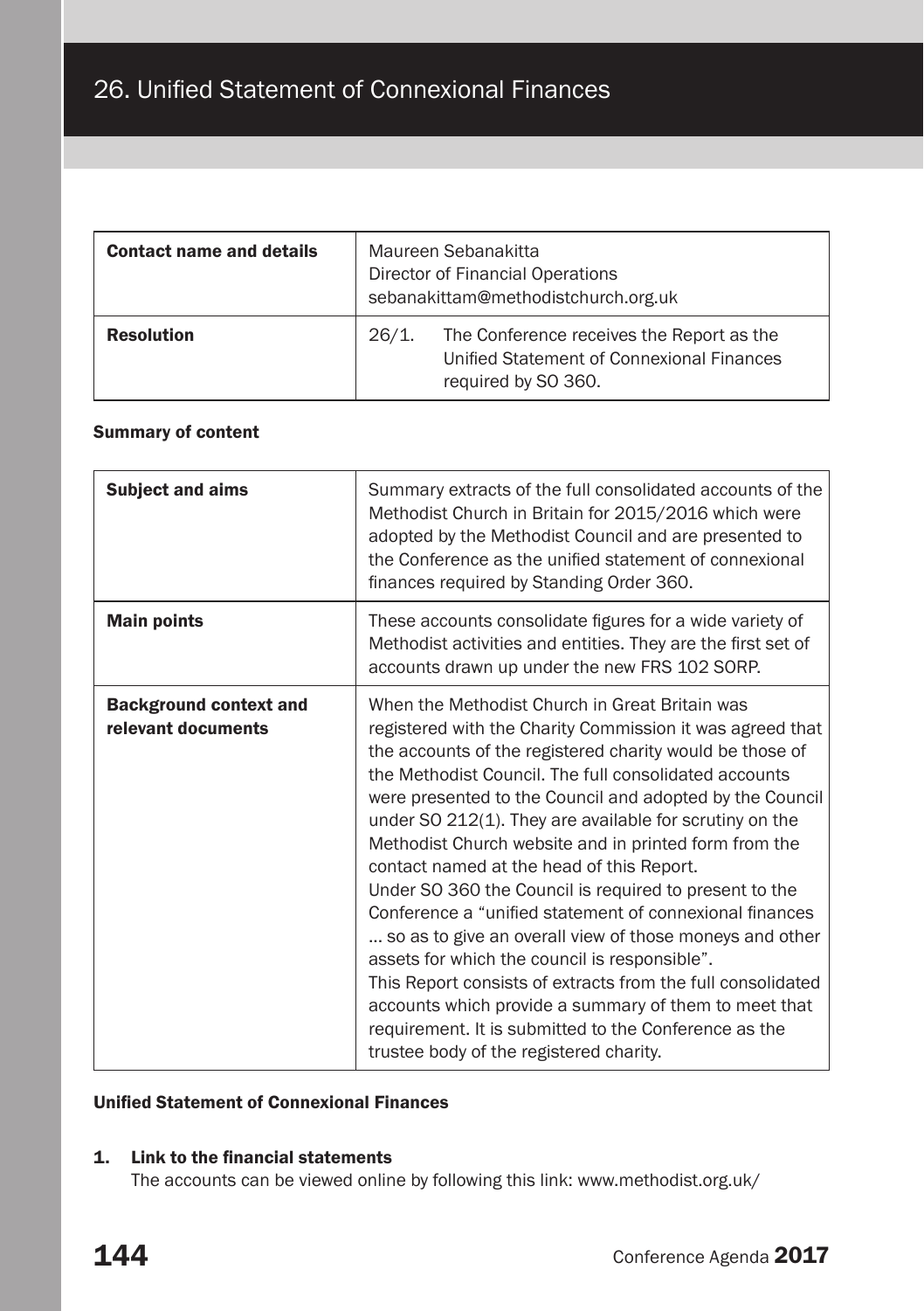# 26. Unified Statement of Connexional Finances

| | |
|---|---|
| **Contact name and details** | Maureen Sebanakitta<br>Director of Financial Operations<br>sebanakittam@methodistchurch.org.uk |
| **Resolution** | 26/1. The Conference receives the Report as the Unified Statement of Connexional Finances required by SO 360. |

**Summary of content**

| | |
|---|---|
| **Subject and aims** | Summary extracts of the full consolidated accounts of the Methodist Church in Britain for 2015/2016 which were adopted by the Methodist Council and are presented to the Conference as the unified statement of connexional finances required by Standing Order 360. |
| **Main points** | These accounts consolidate figures for a wide variety of Methodist activities and entities. They are the first set of accounts drawn up under the new FRS 102 SORP. |
| **Background context and relevant documents** | When the Methodist Church in Great Britain was registered with the Charity Commission it was agreed that the accounts of the registered charity would be those of the Methodist Council. The full consolidated accounts were presented to the Council and adopted by the Council under SO 212(1). They are available for scrutiny on the Methodist Church website and in printed form from the contact named at the head of this Report.<br>Under SO 360 the Council is required to present to the Conference a "unified statement of connexional finances ... so as to give an overall view of those moneys and other assets for which the council is responsible".<br>This Report consists of extracts from the full consolidated accounts which provide a summary of them to meet that requirement. It is submitted to the Conference as the trustee body of the registered charity. |

**Unified Statement of Connexional Finances**

**1. Link to the financial statements**

The accounts can be viewed online by following this link: www.methodist.org.uk/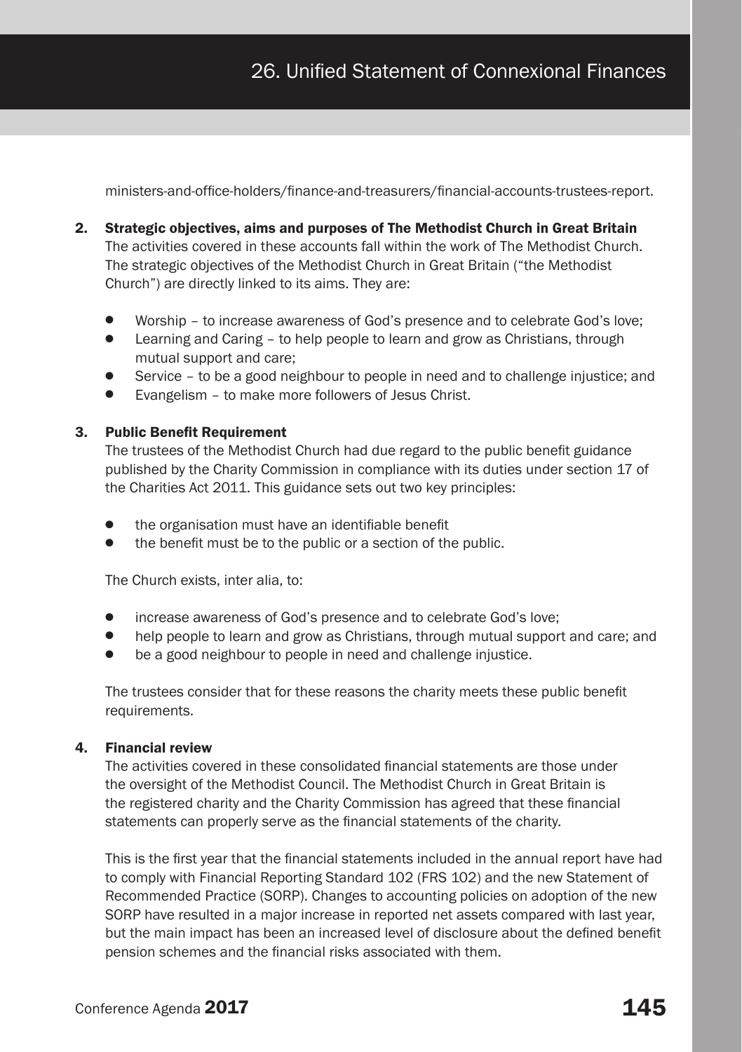ministers-and-office-holders/finance-and-treasurers/financial-accounts-trustees-report.

## 2. Strategic objectives, aims and purposes of The Methodist Church in Great Britain

The activities covered in these accounts fall within the work of The Methodist Church. The strategic objectives of the Methodist Church in Great Britain ("the Methodist Church") are directly linked to its aims. They are:

- Worship – to increase awareness of God's presence and to celebrate God's love;
- Learning and Caring – to help people to learn and grow as Christians, through mutual support and care;
- Service – to be a good neighbour to people in need and to challenge injustice; and
- Evangelism – to make more followers of Jesus Christ.

## 3. Public Benefit Requirement

The trustees of the Methodist Church had due regard to the public benefit guidance published by the Charity Commission in compliance with its duties under section 17 of the Charities Act 2011. This guidance sets out two key principles:

- the organisation must have an identifiable benefit
- the benefit must be to the public or a section of the public.

The Church exists, inter alia, to:

- increase awareness of God's presence and to celebrate God's love;
- help people to learn and grow as Christians, through mutual support and care; and
- be a good neighbour to people in need and challenge injustice.

The trustees consider that for these reasons the charity meets these public benefit requirements.

## 4. Financial review

The activities covered in these consolidated financial statements are those under the oversight of the Methodist Council. The Methodist Church in Great Britain is the registered charity and the Charity Commission has agreed that these financial statements can properly serve as the financial statements of the charity.

This is the first year that the financial statements included in the annual report have had to comply with Financial Reporting Standard 102 (FRS 102) and the new Statement of Recommended Practice (SORP). Changes to accounting policies on adoption of the new SORP have resulted in a major increase in reported net assets compared with last year, but the main impact has been an increased level of disclosure about the defined benefit pension schemes and the financial risks associated with them.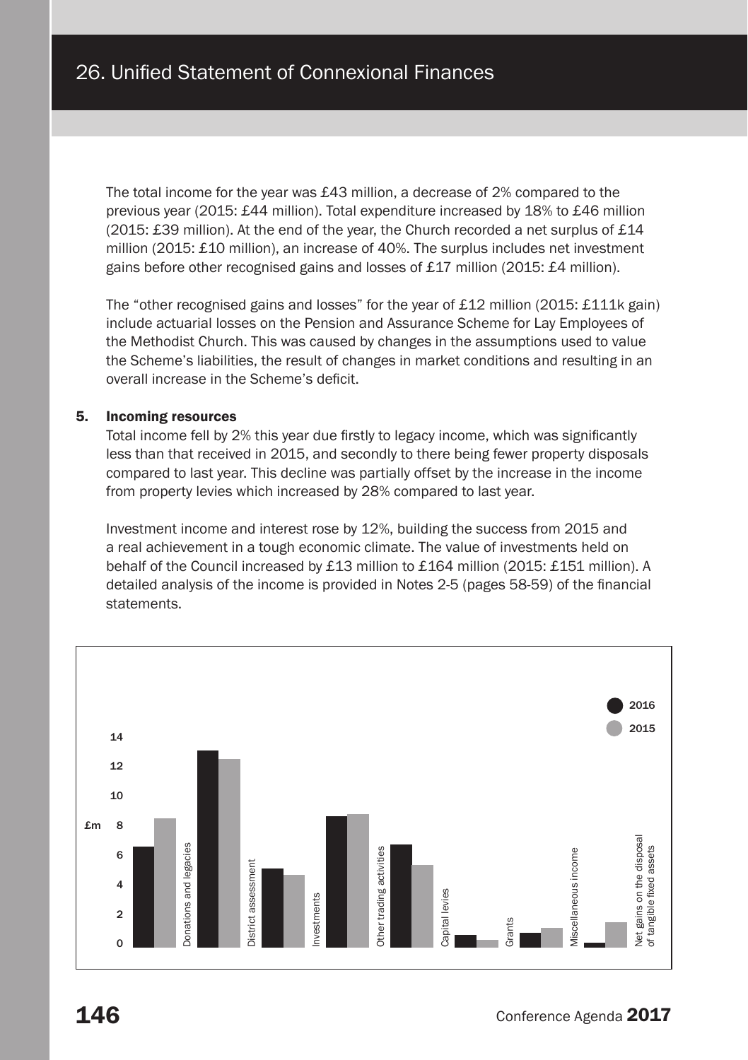# 26. Unified Statement of Connexional Finances

The total income for the year was £43 million, a decrease of 2% compared to the previous year (2015: £44 million). Total expenditure increased by 18% to £46 million (2015: £39 million). At the end of the year, the Church recorded a net surplus of £14 million (2015: £10 million), an increase of 40%. The surplus includes net investment gains before other recognised gains and losses of £17 million (2015: £4 million).

The "other recognised gains and losses" for the year of £12 million (2015: £111k gain) include actuarial losses on the Pension and Assurance Scheme for Lay Employees of the Methodist Church. This was caused by changes in the assumptions used to value the Scheme's liabilities, the result of changes in market conditions and resulting in an overall increase in the Scheme's deficit.

**5. Incoming resources**

Total income fell by 2% this year due firstly to legacy income, which was significantly less than that received in 2015, and secondly to there being fewer property disposals compared to last year. This decline was partially offset by the increase in the income from property levies which increased by 28% compared to last year.

Investment income and interest rose by 12%, building the success from 2015 and a real achievement in a tough economic climate. The value of investments held on behalf of the Council increased by £13 million to £164 million (2015: £151 million). A detailed analysis of the income is provided in Notes 2-5 (pages 58-59) of the financial statements.

£m (chart legend: 2016, 2015)

Categories: Donations and legacies; District assessment; Investments; Other trading activities; Capital levies; Grants; Miscellaneous income; Net gains on the disposal of tangible fixed assets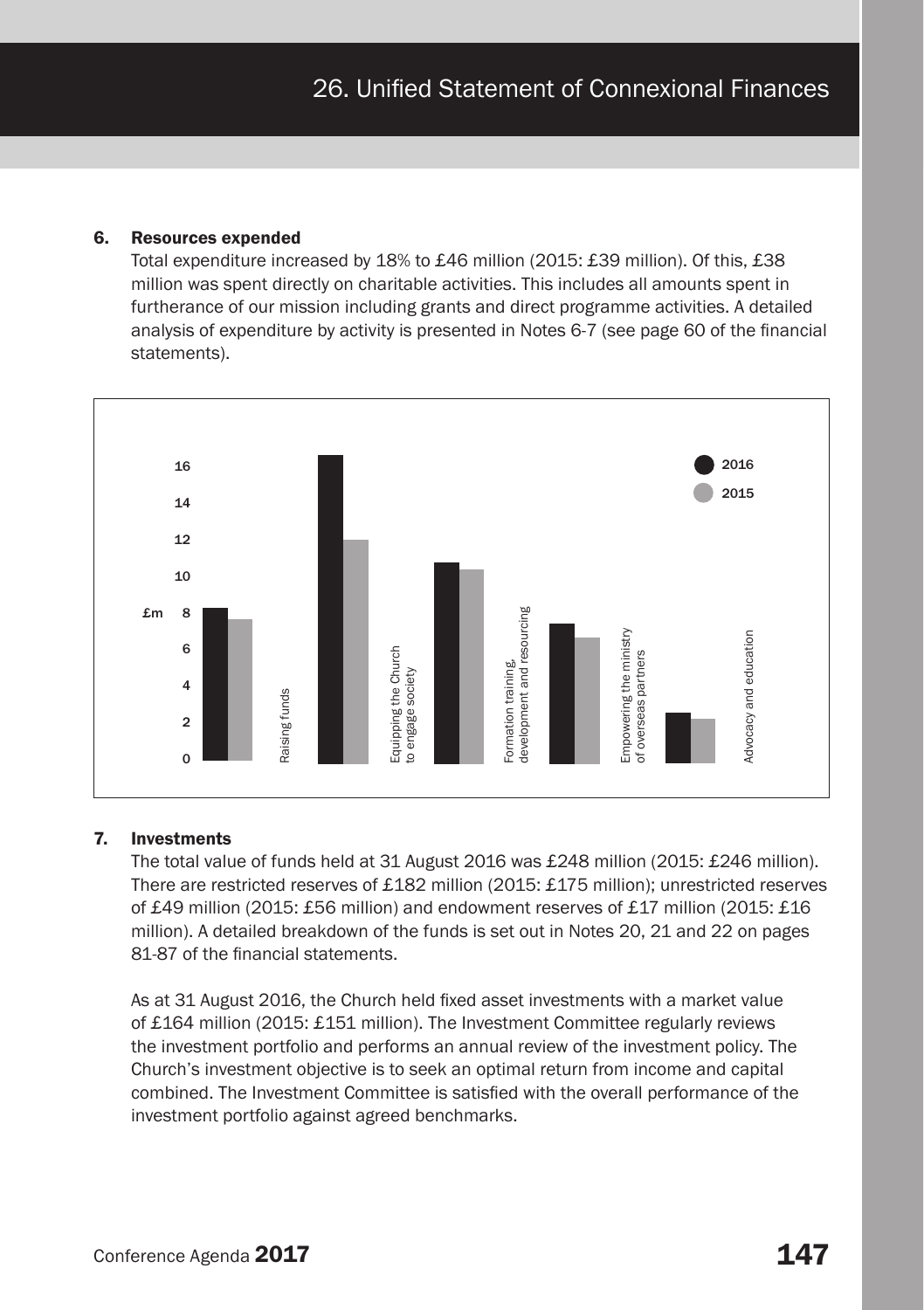## 6. Resources expended

Total expenditure increased by 18% to £46 million (2015: £39 million). Of this, £38 million was spent directly on charitable activities. This includes all amounts spent in furtherance of our mission including grants and direct programme activities. A detailed analysis of expenditure by activity is presented in Notes 6-7 (see page 60 of the financial statements).

£m

16
14
12
10
8
6
4
2
0

2016
2015

Raising funds

Equipping the Church to engage society

Formation training, development and resourcing

Empowering the ministry of overseas partners

Advocacy and education

## 7. Investments

The total value of funds held at 31 August 2016 was £248 million (2015: £246 million). There are restricted reserves of £182 million (2015: £175 million); unrestricted reserves of £49 million (2015: £56 million) and endowment reserves of £17 million (2015: £16 million). A detailed breakdown of the funds is set out in Notes 20, 21 and 22 on pages 81-87 of the financial statements.

As at 31 August 2016, the Church held fixed asset investments with a market value of £164 million (2015: £151 million). The Investment Committee regularly reviews the investment portfolio and performs an annual review of the investment policy. The Church's investment objective is to seek an optimal return from income and capital combined. The Investment Committee is satisfied with the overall performance of the investment portfolio against agreed benchmarks.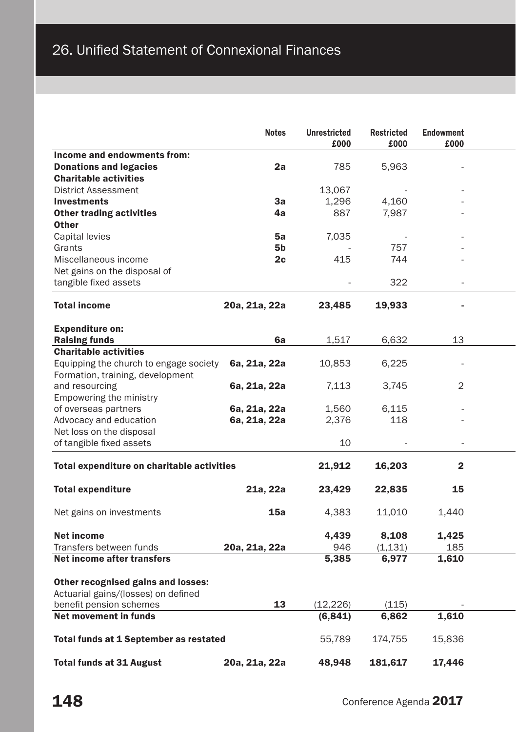# 26. Unified Statement of Connexional Finances

| | Notes | Unrestricted £000 | Restricted £000 | Endowment £000 |
|---|---|---|---|---|
| **Income and endowments from:** | | | | |
| **Donations and legacies** | **2a** | 785 | 5,963 | - |
| **Charitable activities** | | | | |
| District Assessment | | 13,067 | - | - |
| **Investments** | **3a** | 1,296 | 4,160 | - |
| **Other trading activities** | **4a** | 887 | 7,987 | - |
| **Other** | | | | |
| Capital levies | **5a** | 7,035 | - | - |
| Grants | **5b** | - | 757 | - |
| Miscellaneous income | **2c** | 415 | 744 | - |
| Net gains on the disposal of tangible fixed assets | | - | 322 | - |
| **Total income** | **20a, 21a, 22a** | **23,485** | **19,933** | **-** |
| **Expenditure on:** | | | | |
| **Raising funds** | **6a** | 1,517 | 6,632 | 13 |
| **Charitable activities** | | | | |
| Equipping the church to engage society | **6a, 21a, 22a** | 10,853 | 6,225 | - |
| Formation, training, development and resourcing | **6a, 21a, 22a** | 7,113 | 3,745 | 2 |
| Empowering the ministry of overseas partners | **6a, 21a, 22a** | 1,560 | 6,115 | - |
| Advocacy and education | **6a, 21a, 22a** | 2,376 | 118 | - |
| Net loss on the disposal of tangible fixed assets | | 10 | - | - |
| **Total expenditure on charitable activities** | | **21,912** | **16,203** | **2** |
| **Total expenditure** | **21a, 22a** | **23,429** | **22,835** | **15** |
| Net gains on investments | **15a** | 4,383 | 11,010 | 1,440 |
| **Net income** | | **4,439** | **8,108** | **1,425** |
| Transfers between funds | **20a, 21a, 22a** | 946 | (1,131) | 185 |
| **Net income after transfers** | | **5,385** | **6,977** | **1,610** |
| **Other recognised gains and losses:** | | | | |
| Actuarial gains/(losses) on defined benefit pension schemes | **13** | (12,226) | (115) | - |
| **Net movement in funds** | | **(6,841)** | **6,862** | **1,610** |
| **Total funds at 1 September as restated** | | 55,789 | 174,755 | 15,836 |
| **Total funds at 31 August** | **20a, 21a, 22a** | **48,948** | **181,617** | **17,446** |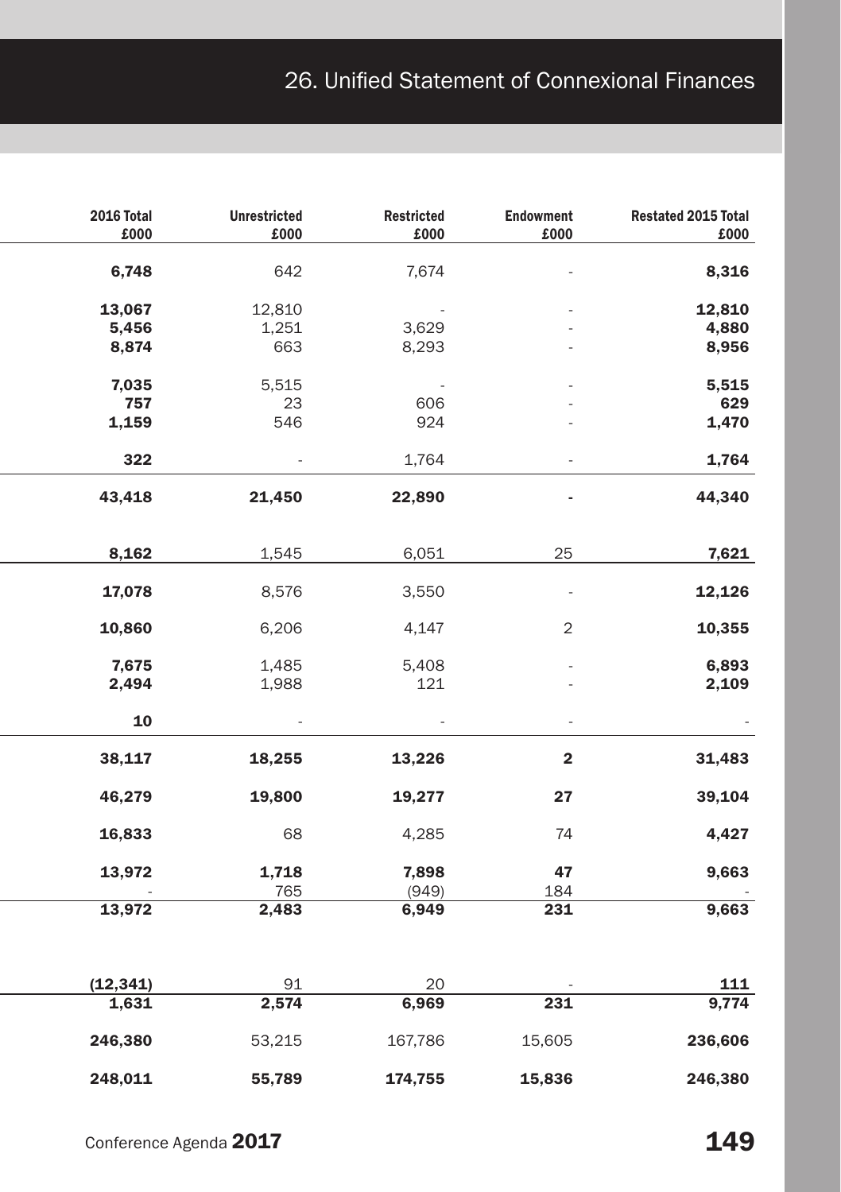# 26. Unified Statement of Connexional Finances

| 2016 Total £000 | Unrestricted £000 | Restricted £000 | Endowment £000 | Restated 2015 Total £000 |
|---|---|---|---|---|
| **6,748** | 642 | 7,674 | - | **8,316** |
| | | | | |
| **13,067** | 12,810 | - | - | **12,810** |
| **5,456** | 1,251 | 3,629 | - | **4,880** |
| **8,874** | 663 | 8,293 | - | **8,956** |
| | | | | |
| **7,035** | 5,515 | - | - | **5,515** |
| **757** | 23 | 606 | - | **629** |
| **1,159** | 546 | 924 | - | **1,470** |
| | | | | |
| **322** | - | 1,764 | - | **1,764** |
| **43,418** | **21,450** | **22,890** | **-** | **44,340** |
| | | | | |
| **8,162** | 1,545 | 6,051 | 25 | **7,621** |
| **17,078** | 8,576 | 3,550 | - | **12,126** |
| **10,860** | 6,206 | 4,147 | 2 | **10,355** |
| **7,675** | 1,485 | 5,408 | - | **6,893** |
| **2,494** | 1,988 | 121 | - | **2,109** |
| **10** | - | - | - | - |
| **38,117** | **18,255** | **13,226** | **2** | **31,483** |
| **46,279** | **19,800** | **19,277** | **27** | **39,104** |
| **16,833** | 68 | 4,285 | 74 | **4,427** |
| **13,972** | **1,718** | **7,898** | **47** | **9,663** |
| - | 765 | (949) | 184 | - |
| **13,972** | **2,483** | **6,949** | **231** | **9,663** |
| | | | | |
| **(12,341)** | 91 | 20 | - | **111** |
| **1,631** | **2,574** | **6,969** | **231** | **9,774** |
| **246,380** | 53,215 | 167,786 | 15,605 | **236,606** |
| **248,011** | **55,789** | **174,755** | **15,836** | **246,380** |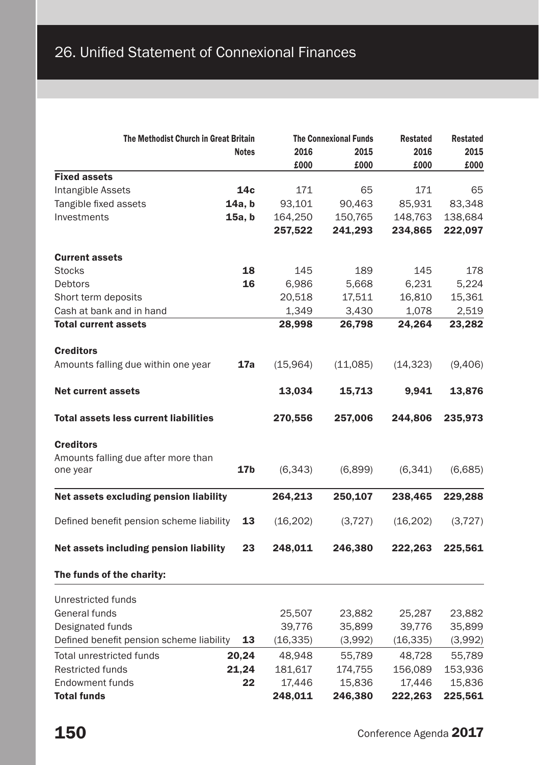# 26. Unified Statement of Connexional Finances

| The Methodist Church in Great Britain | Notes | The Connexional Funds 2016 £000 | 2015 £000 | Restated 2016 £000 | Restated 2015 £000 |
|---|---|---|---|---|---|
| **Fixed assets** | | | | | |
| Intangible Assets | **14c** | 171 | 65 | 171 | 65 |
| Tangible fixed assets | **14a, b** | 93,101 | 90,463 | 85,931 | 83,348 |
| Investments | **15a, b** | 164,250 | 150,765 | 148,763 | 138,684 |
| | | **257,522** | **241,293** | **234,865** | **222,097** |
| **Current assets** | | | | | |
| Stocks | **18** | 145 | 189 | 145 | 178 |
| Debtors | **16** | 6,986 | 5,668 | 6,231 | 5,224 |
| Short term deposits | | 20,518 | 17,511 | 16,810 | 15,361 |
| Cash at bank and in hand | | 1,349 | 3,430 | 1,078 | 2,519 |
| **Total current assets** | | **28,998** | **26,798** | **24,264** | **23,282** |
| **Creditors** | | | | | |
| Amounts falling due within one year | **17a** | (15,964) | (11,085) | (14,323) | (9,406) |
| **Net current assets** | | **13,034** | **15,713** | **9,941** | **13,876** |
| **Total assets less current liabilities** | | **270,556** | **257,006** | **244,806** | **235,973** |
| **Creditors** | | | | | |
| Amounts falling due after more than one year | **17b** | (6,343) | (6,899) | (6,341) | (6,685) |
| **Net assets excluding pension liability** | | **264,213** | **250,107** | **238,465** | **229,288** |
| Defined benefit pension scheme liability | **13** | (16,202) | (3,727) | (16,202) | (3,727) |
| **Net assets including pension liability** | **23** | **248,011** | **246,380** | **222,263** | **225,561** |
| **The funds of the charity:** | | | | | |
| Unrestricted funds | | | | | |
| General funds | | 25,507 | 23,882 | 25,287 | 23,882 |
| Designated funds | | 39,776 | 35,899 | 39,776 | 35,899 |
| Defined benefit pension scheme liability | **13** | (16,335) | (3,992) | (16,335) | (3,992) |
| Total unrestricted funds | **20,24** | 48,948 | 55,789 | 48,728 | 55,789 |
| Restricted funds | **21,24** | 181,617 | 174,755 | 156,089 | 153,936 |
| Endowment funds | **22** | 17,446 | 15,836 | 17,446 | 15,836 |
| **Total funds** | | **248,011** | **246,380** | **222,263** | **225,561** |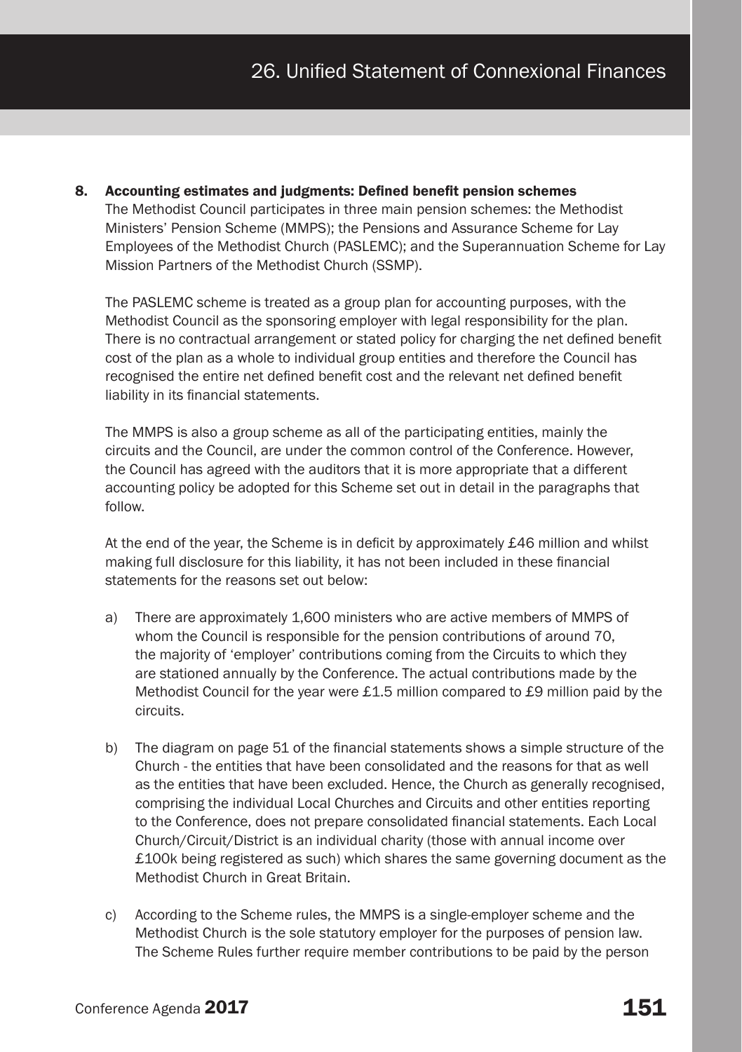## 8. Accounting estimates and judgments: Defined benefit pension schemes

The Methodist Council participates in three main pension schemes: the Methodist Ministers' Pension Scheme (MMPS); the Pensions and Assurance Scheme for Lay Employees of the Methodist Church (PASLEMC); and the Superannuation Scheme for Lay Mission Partners of the Methodist Church (SSMP).

The PASLEMC scheme is treated as a group plan for accounting purposes, with the Methodist Council as the sponsoring employer with legal responsibility for the plan. There is no contractual arrangement or stated policy for charging the net defined benefit cost of the plan as a whole to individual group entities and therefore the Council has recognised the entire net defined benefit cost and the relevant net defined benefit liability in its financial statements.

The MMPS is also a group scheme as all of the participating entities, mainly the circuits and the Council, are under the common control of the Conference. However, the Council has agreed with the auditors that it is more appropriate that a different accounting policy be adopted for this Scheme set out in detail in the paragraphs that follow.

At the end of the year, the Scheme is in deficit by approximately £46 million and whilst making full disclosure for this liability, it has not been included in these financial statements for the reasons set out below:

a) There are approximately 1,600 ministers who are active members of MMPS of whom the Council is responsible for the pension contributions of around 70, the majority of 'employer' contributions coming from the Circuits to which they are stationed annually by the Conference. The actual contributions made by the Methodist Council for the year were £1.5 million compared to £9 million paid by the circuits.

b) The diagram on page 51 of the financial statements shows a simple structure of the Church - the entities that have been consolidated and the reasons for that as well as the entities that have been excluded. Hence, the Church as generally recognised, comprising the individual Local Churches and Circuits and other entities reporting to the Conference, does not prepare consolidated financial statements. Each Local Church/Circuit/District is an individual charity (those with annual income over £100k being registered as such) which shares the same governing document as the Methodist Church in Great Britain.

c) According to the Scheme rules, the MMPS is a single-employer scheme and the Methodist Church is the sole statutory employer for the purposes of pension law. The Scheme Rules further require member contributions to be paid by the person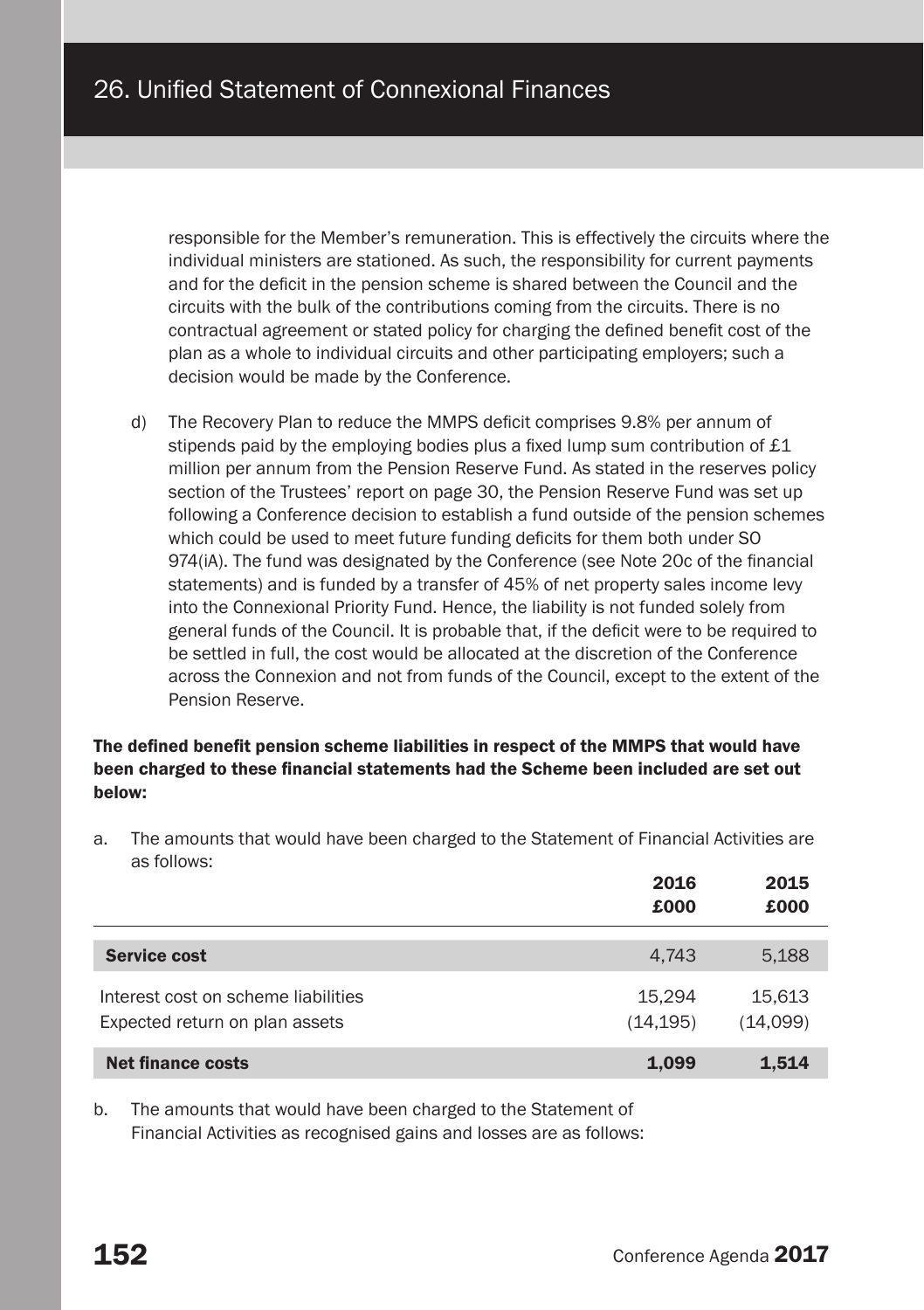responsible for the Member's remuneration. This is effectively the circuits where the individual ministers are stationed. As such, the responsibility for current payments and for the deficit in the pension scheme is shared between the Council and the circuits with the bulk of the contributions coming from the circuits. There is no contractual agreement or stated policy for charging the defined benefit cost of the plan as a whole to individual circuits and other participating employers; such a decision would be made by the Conference.

d) The Recovery Plan to reduce the MMPS deficit comprises 9.8% per annum of stipends paid by the employing bodies plus a fixed lump sum contribution of £1 million per annum from the Pension Reserve Fund. As stated in the reserves policy section of the Trustees' report on page 30, the Pension Reserve Fund was set up following a Conference decision to establish a fund outside of the pension schemes which could be used to meet future funding deficits for them both under SO 974(iA). The fund was designated by the Conference (see Note 20c of the financial statements) and is funded by a transfer of 45% of net property sales income levy into the Connexional Priority Fund. Hence, the liability is not funded solely from general funds of the Council. It is probable that, if the deficit were to be required to be settled in full, the cost would be allocated at the discretion of the Conference across the Connexion and not from funds of the Council, except to the extent of the Pension Reserve.

**The defined benefit pension scheme liabilities in respect of the MMPS that would have been charged to these financial statements had the Scheme been included are set out below:**

a. The amounts that would have been charged to the Statement of Financial Activities are as follows:

| | 2016 £000 | 2015 £000 |
|---|---|---|
| **Service cost** | 4,743 | 5,188 |
| Interest cost on scheme liabilities | 15,294 | 15,613 |
| Expected return on plan assets | (14,195) | (14,099) |
| **Net finance costs** | **1,099** | **1,514** |

b. The amounts that would have been charged to the Statement of Financial Activities as recognised gains and losses are as follows: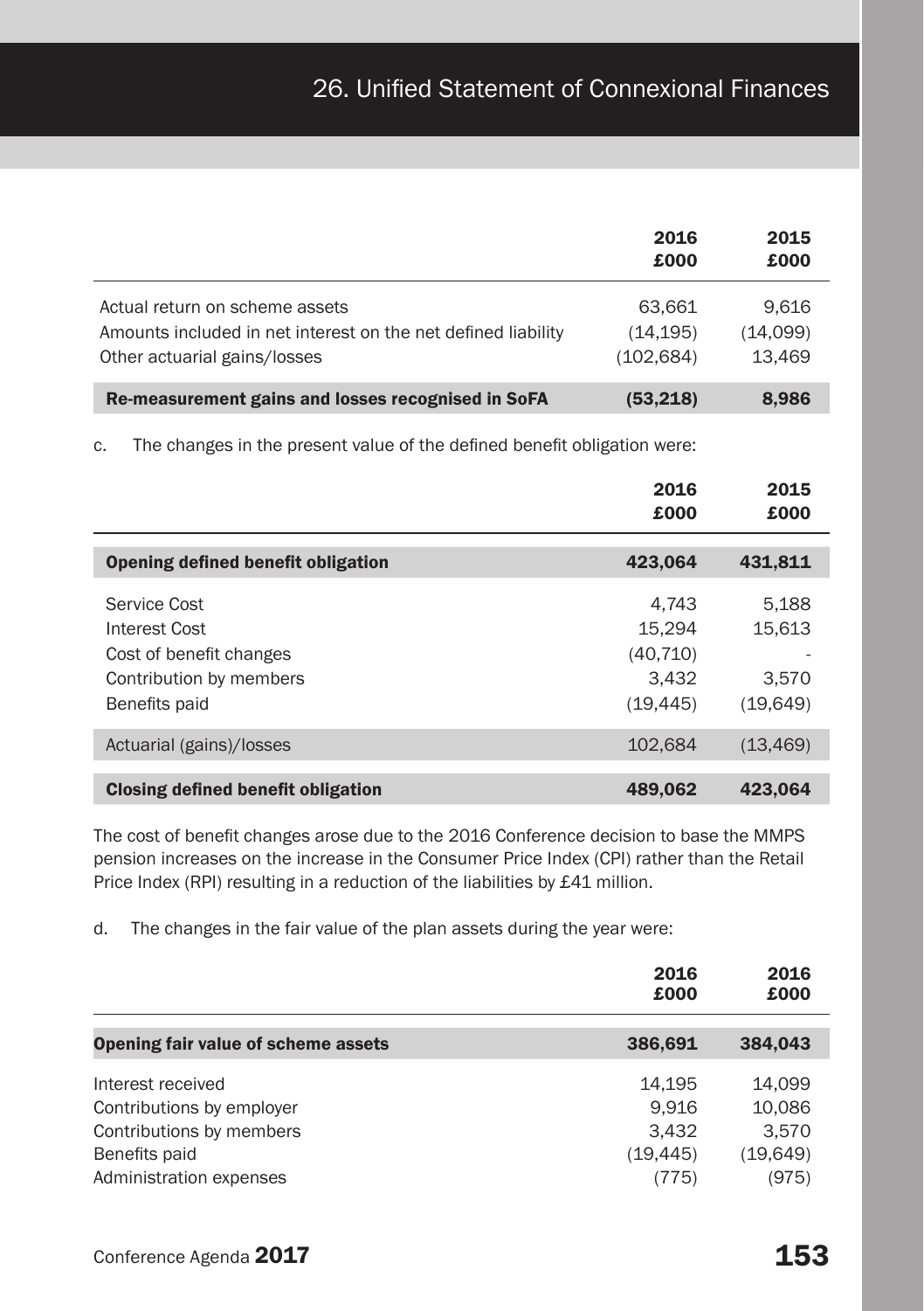| | 2016 £000 | 2015 £000 |
|---|---|---|
| Actual return on scheme assets | 63,661 | 9,616 |
| Amounts included in net interest on the net defined liability | (14,195) | (14,099) |
| Other actuarial gains/losses | (102,684) | 13,469 |
| **Re-measurement gains and losses recognised in SoFA** | **(53,218)** | **8,986** |

c. The changes in the present value of the defined benefit obligation were:

| | 2016 £000 | 2015 £000 |
|---|---|---|
| **Opening defined benefit obligation** | **423,064** | **431,811** |
| Service Cost | 4,743 | 5,188 |
| Interest Cost | 15,294 | 15,613 |
| Cost of benefit changes | (40,710) | - |
| Contribution by members | 3,432 | 3,570 |
| Benefits paid | (19,445) | (19,649) |
| Actuarial (gains)/losses | 102,684 | (13,469) |
| **Closing defined benefit obligation** | **489,062** | **423,064** |

The cost of benefit changes arose due to the 2016 Conference decision to base the MMPS pension increases on the increase in the Consumer Price Index (CPI) rather than the Retail Price Index (RPI) resulting in a reduction of the liabilities by £41 million.

d. The changes in the fair value of the plan assets during the year were:

| | 2016 £000 | 2016 £000 |
|---|---|---|
| **Opening fair value of scheme assets** | **386,691** | **384,043** |
| Interest received | 14,195 | 14,099 |
| Contributions by employer | 9,916 | 10,086 |
| Contributions by members | 3,432 | 3,570 |
| Benefits paid | (19,445) | (19,649) |
| Administration expenses | (775) | (975) |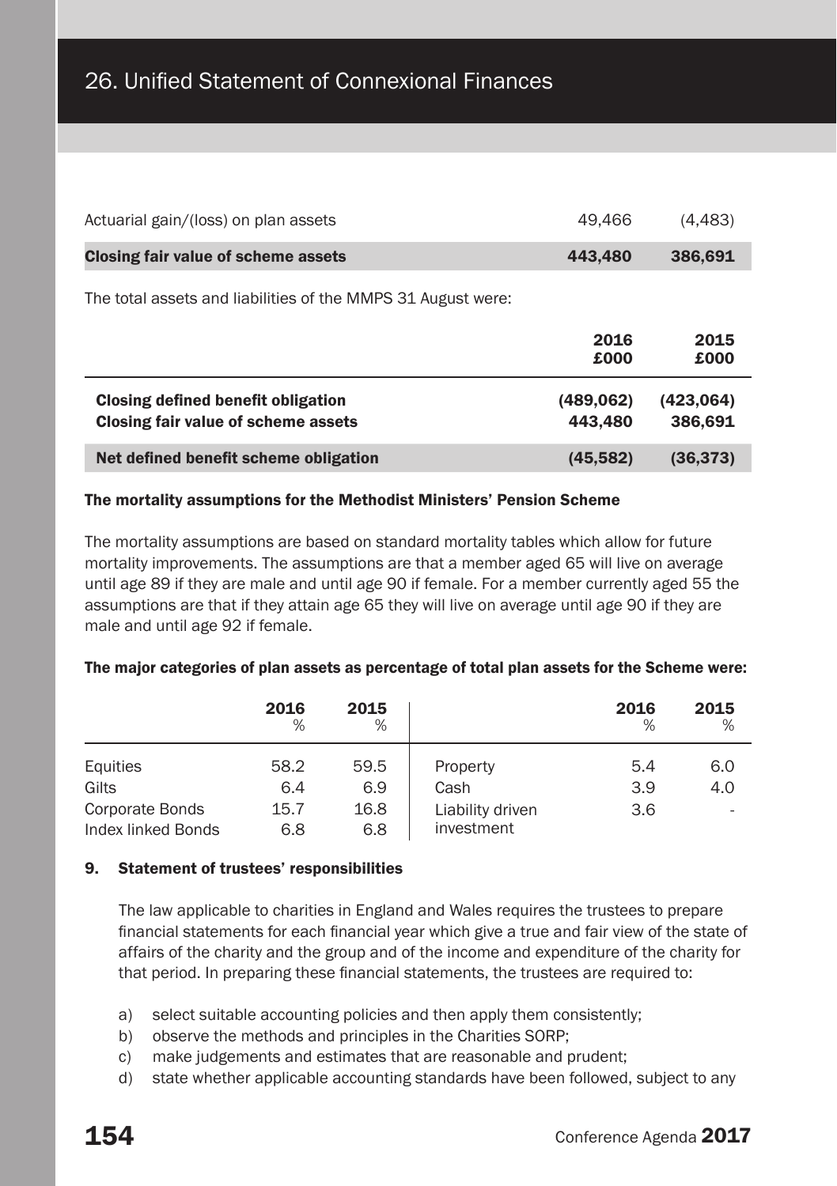| | | |
|---|---|---|
| Actuarial gain/(loss) on plan assets | 49,466 | (4,483) |
| **Closing fair value of scheme assets** | **443,480** | **386,691** |

The total assets and liabilities of the MMPS 31 August were:

| | 2016 £000 | 2015 £000 |
|---|---|---|
| **Closing defined benefit obligation** | **(489,062)** | **(423,064)** |
| **Closing fair value of scheme assets** | **443,480** | **386,691** |
| **Net defined benefit scheme obligation** | **(45,582)** | **(36,373)** |

**The mortality assumptions for the Methodist Ministers' Pension Scheme**

The mortality assumptions are based on standard mortality tables which allow for future mortality improvements. The assumptions are that a member aged 65 will live on average until age 89 if they are male and until age 90 if female. For a member currently aged 55 the assumptions are that if they attain age 65 they will live on average until age 90 if they are male and until age 92 if female.

**The major categories of plan assets as percentage of total plan assets for the Scheme were:**

| | 2016 % | 2015 % | | 2016 % | 2015 % |
|---|---|---|---|---|---|
| Equities | 58.2 | 59.5 | Property | 5.4 | 6.0 |
| Gilts | 6.4 | 6.9 | Cash | 3.9 | 4.0 |
| Corporate Bonds | 15.7 | 16.8 | Liability driven investment | 3.6 | - |
| Index linked Bonds | 6.8 | 6.8 | | | |

**9. Statement of trustees' responsibilities**

The law applicable to charities in England and Wales requires the trustees to prepare financial statements for each financial year which give a true and fair view of the state of affairs of the charity and the group and of the income and expenditure of the charity for that period. In preparing these financial statements, the trustees are required to:

a) select suitable accounting policies and then apply them consistently;
b) observe the methods and principles in the Charities SORP;
c) make judgements and estimates that are reasonable and prudent;
d) state whether applicable accounting standards have been followed, subject to any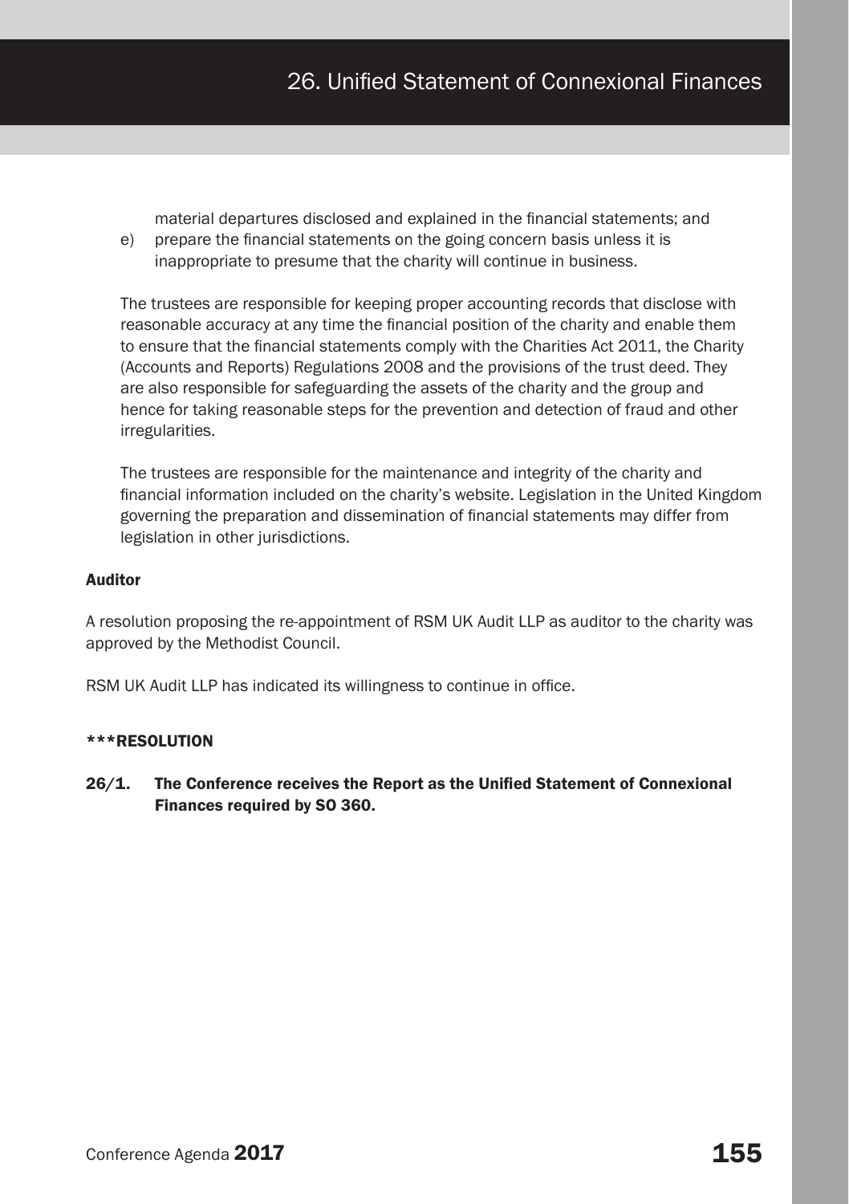material departures disclosed and explained in the financial statements; and

e) prepare the financial statements on the going concern basis unless it is inappropriate to presume that the charity will continue in business.

The trustees are responsible for keeping proper accounting records that disclose with reasonable accuracy at any time the financial position of the charity and enable them to ensure that the financial statements comply with the Charities Act 2011, the Charity (Accounts and Reports) Regulations 2008 and the provisions of the trust deed. They are also responsible for safeguarding the assets of the charity and the group and hence for taking reasonable steps for the prevention and detection of fraud and other irregularities.

The trustees are responsible for the maintenance and integrity of the charity and financial information included on the charity's website. Legislation in the United Kingdom governing the preparation and dissemination of financial statements may differ from legislation in other jurisdictions.

**Auditor**

A resolution proposing the re-appointment of RSM UK Audit LLP as auditor to the charity was approved by the Methodist Council.

RSM UK Audit LLP has indicated its willingness to continue in office.

**\*\*\*RESOLUTION**

**26/1. The Conference receives the Report as the Unified Statement of Connexional Finances required by SO 360.**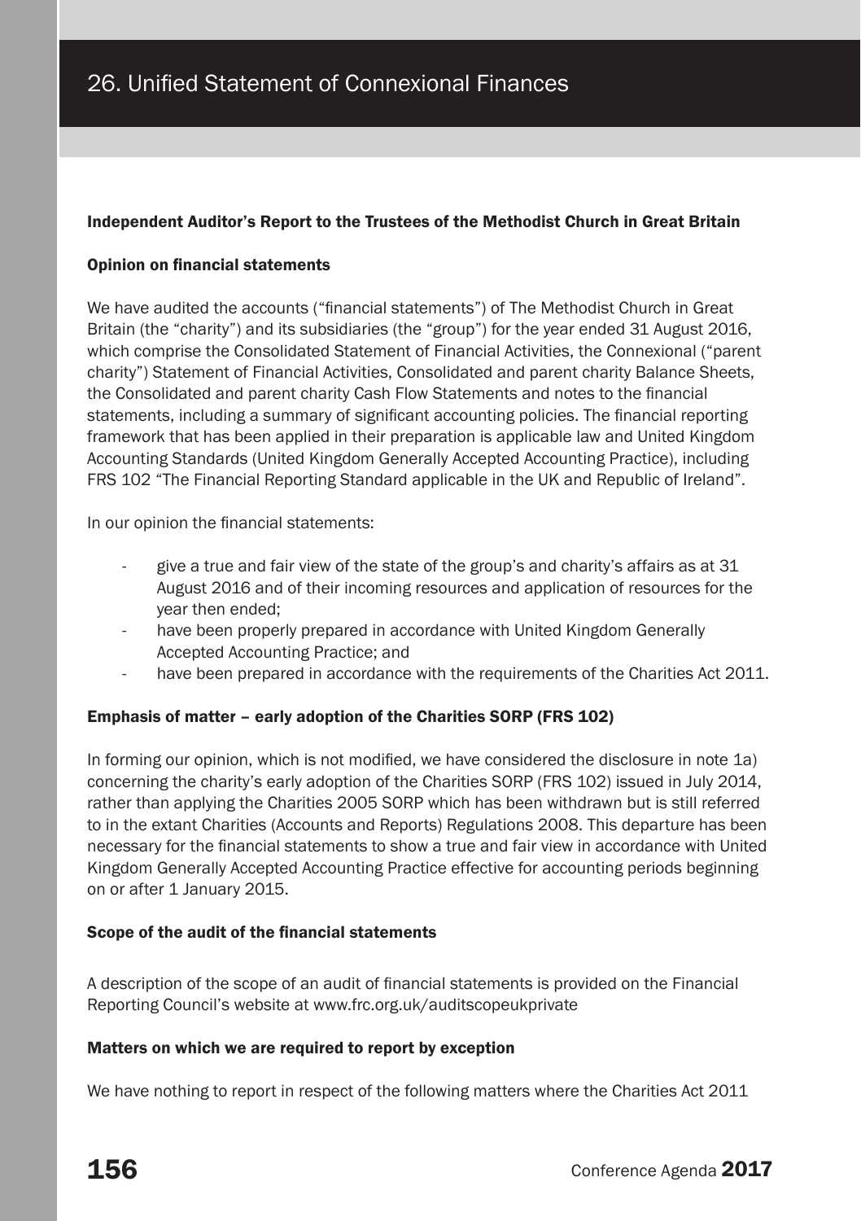# 26. Unified Statement of Connexional Finances

### Independent Auditor's Report to the Trustees of the Methodist Church in Great Britain

#### Opinion on financial statements

We have audited the accounts ("financial statements") of The Methodist Church in Great Britain (the "charity") and its subsidiaries (the "group") for the year ended 31 August 2016, which comprise the Consolidated Statement of Financial Activities, the Connexional ("parent charity") Statement of Financial Activities, Consolidated and parent charity Balance Sheets, the Consolidated and parent charity Cash Flow Statements and notes to the financial statements, including a summary of significant accounting policies. The financial reporting framework that has been applied in their preparation is applicable law and United Kingdom Accounting Standards (United Kingdom Generally Accepted Accounting Practice), including FRS 102 "The Financial Reporting Standard applicable in the UK and Republic of Ireland".

In our opinion the financial statements:

- give a true and fair view of the state of the group's and charity's affairs as at 31 August 2016 and of their incoming resources and application of resources for the year then ended;
- have been properly prepared in accordance with United Kingdom Generally Accepted Accounting Practice; and
- have been prepared in accordance with the requirements of the Charities Act 2011.

#### Emphasis of matter – early adoption of the Charities SORP (FRS 102)

In forming our opinion, which is not modified, we have considered the disclosure in note 1a) concerning the charity's early adoption of the Charities SORP (FRS 102) issued in July 2014, rather than applying the Charities 2005 SORP which has been withdrawn but is still referred to in the extant Charities (Accounts and Reports) Regulations 2008. This departure has been necessary for the financial statements to show a true and fair view in accordance with United Kingdom Generally Accepted Accounting Practice effective for accounting periods beginning on or after 1 January 2015.

#### Scope of the audit of the financial statements

A description of the scope of an audit of financial statements is provided on the Financial Reporting Council's website at www.frc.org.uk/auditscopeukprivate

#### Matters on which we are required to report by exception

We have nothing to report in respect of the following matters where the Charities Act 2011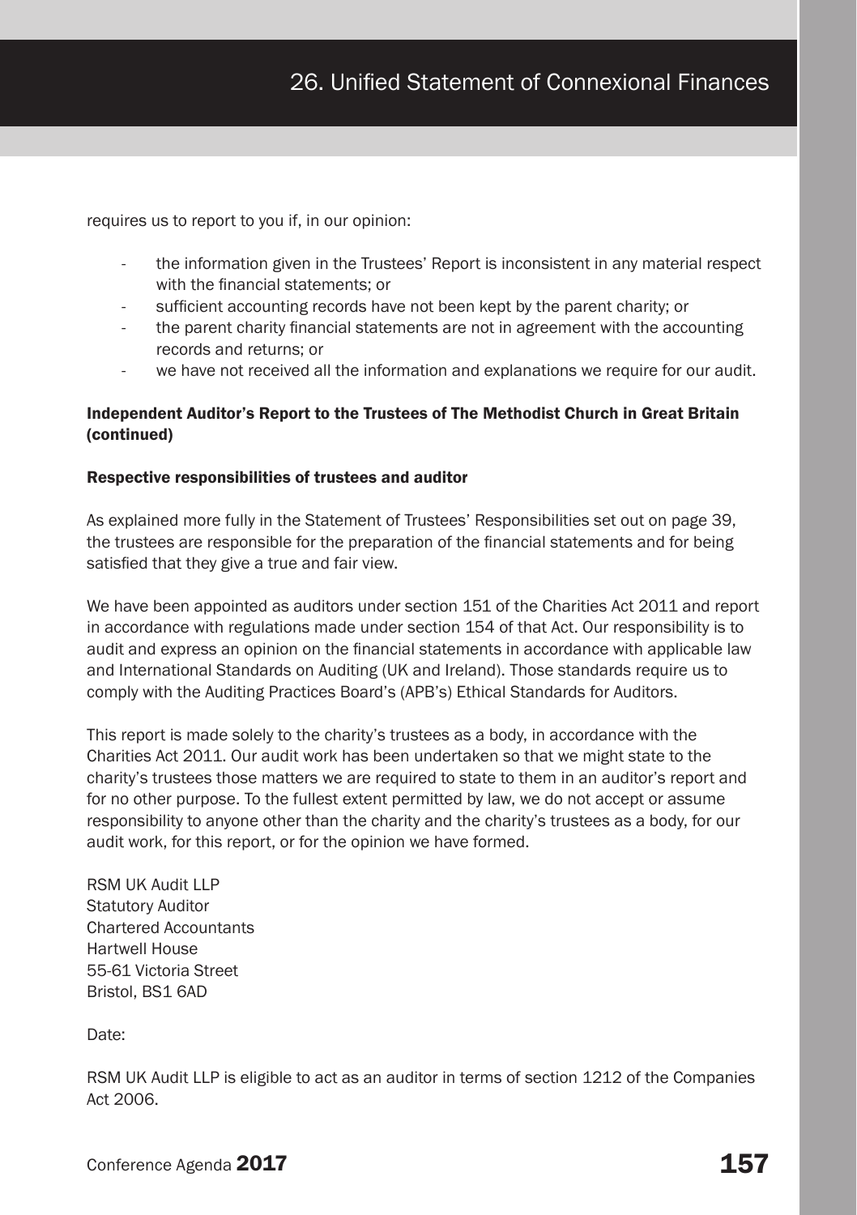requires us to report to you if, in our opinion:

- the information given in the Trustees' Report is inconsistent in any material respect with the financial statements; or
- sufficient accounting records have not been kept by the parent charity; or
- the parent charity financial statements are not in agreement with the accounting records and returns; or
- we have not received all the information and explanations we require for our audit.

**Independent Auditor's Report to the Trustees of The Methodist Church in Great Britain (continued)**

**Respective responsibilities of trustees and auditor**

As explained more fully in the Statement of Trustees' Responsibilities set out on page 39, the trustees are responsible for the preparation of the financial statements and for being satisfied that they give a true and fair view.

We have been appointed as auditors under section 151 of the Charities Act 2011 and report in accordance with regulations made under section 154 of that Act. Our responsibility is to audit and express an opinion on the financial statements in accordance with applicable law and International Standards on Auditing (UK and Ireland). Those standards require us to comply with the Auditing Practices Board's (APB's) Ethical Standards for Auditors.

This report is made solely to the charity's trustees as a body, in accordance with the Charities Act 2011. Our audit work has been undertaken so that we might state to the charity's trustees those matters we are required to state to them in an auditor's report and for no other purpose. To the fullest extent permitted by law, we do not accept or assume responsibility to anyone other than the charity and the charity's trustees as a body, for our audit work, for this report, or for the opinion we have formed.

RSM UK Audit LLP
Statutory Auditor
Chartered Accountants
Hartwell House
55-61 Victoria Street
Bristol, BS1 6AD

Date:

RSM UK Audit LLP is eligible to act as an auditor in terms of section 1212 of the Companies Act 2006.